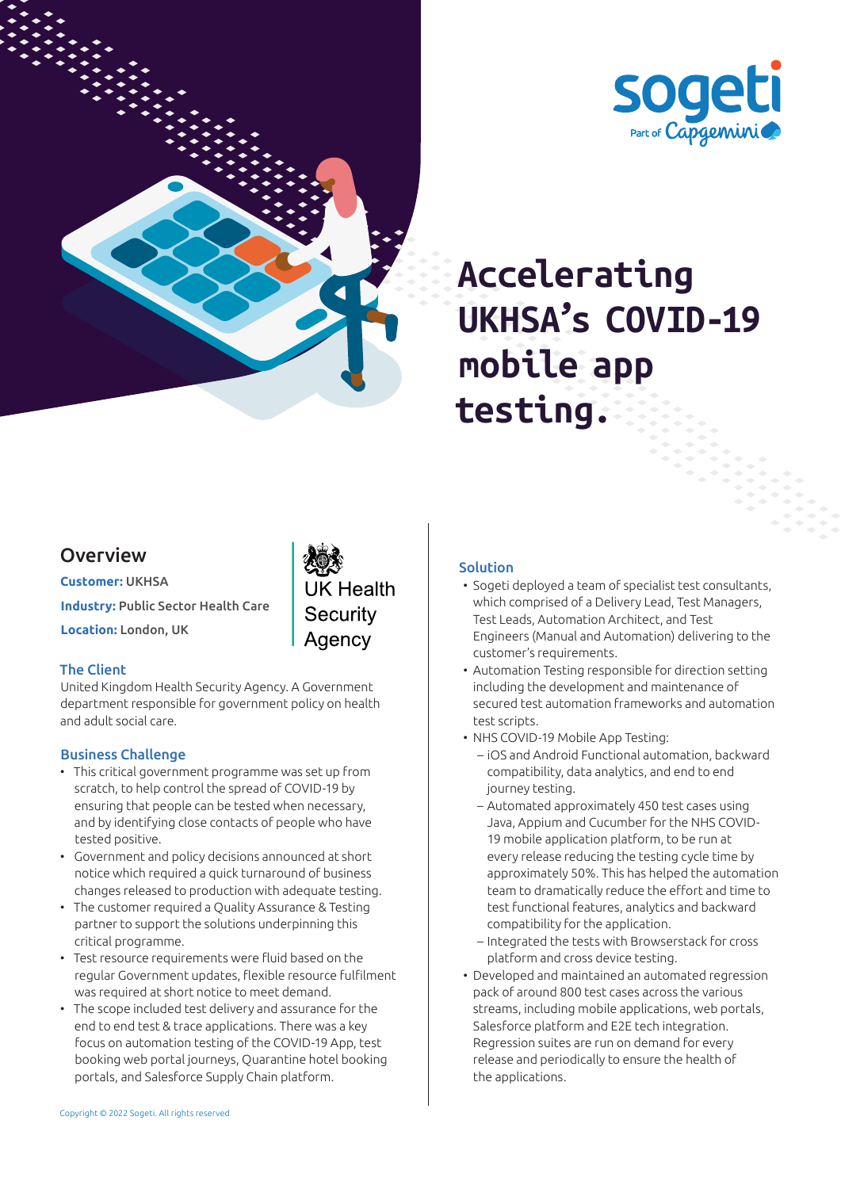# Accelerating UKHSA's COVID-19 mobile app testing.

## Overview

**Customer:** UKHSA

**Industry:** Public Sector Health Care

**Location:** London, UK

UK Health Security Agency

### The Client

United Kingdom Health Security Agency. A Government department responsible for government policy on health and adult social care.

### Business Challenge

- This critical government programme was set up from scratch, to help control the spread of COVID-19 by ensuring that people can be tested when necessary, and by identifying close contacts of people who have tested positive.
- Government and policy decisions announced at short notice which required a quick turnaround of business changes released to production with adequate testing.
- The customer required a Quality Assurance & Testing partner to support the solutions underpinning this critical programme.
- Test resource requirements were fluid based on the regular Government updates, flexible resource fulfilment was required at short notice to meet demand.
- The scope included test delivery and assurance for the end to end test & trace applications. There was a key focus on automation testing of the COVID-19 App, test booking web portal journeys, Quarantine hotel booking portals, and Salesforce Supply Chain platform.

### Solution

- Sogeti deployed a team of specialist test consultants, which comprised of a Delivery Lead, Test Managers, Test Leads, Automation Architect, and Test Engineers (Manual and Automation) delivering to the customer's requirements.
- Automation Testing responsible for direction setting including the development and maintenance of secured test automation frameworks and automation test scripts.
- NHS COVID-19 Mobile App Testing:
  - iOS and Android Functional automation, backward compatibility, data analytics, and end to end journey testing.
  - Automated approximately 450 test cases using Java, Appium and Cucumber for the NHS COVID-19 mobile application platform, to be run at every release reducing the testing cycle time by approximately 50%. This has helped the automation team to dramatically reduce the effort and time to test functional features, analytics and backward compatibility for the application.
  - Integrated the tests with Browserstack for cross platform and cross device testing.
- Developed and maintained an automated regression pack of around 800 test cases across the various streams, including mobile applications, web portals, Salesforce platform and E2E tech integration. Regression suites are run on demand for every release and periodically to ensure the health of the applications.

Copyright © 2022 Sogeti. All rights reserved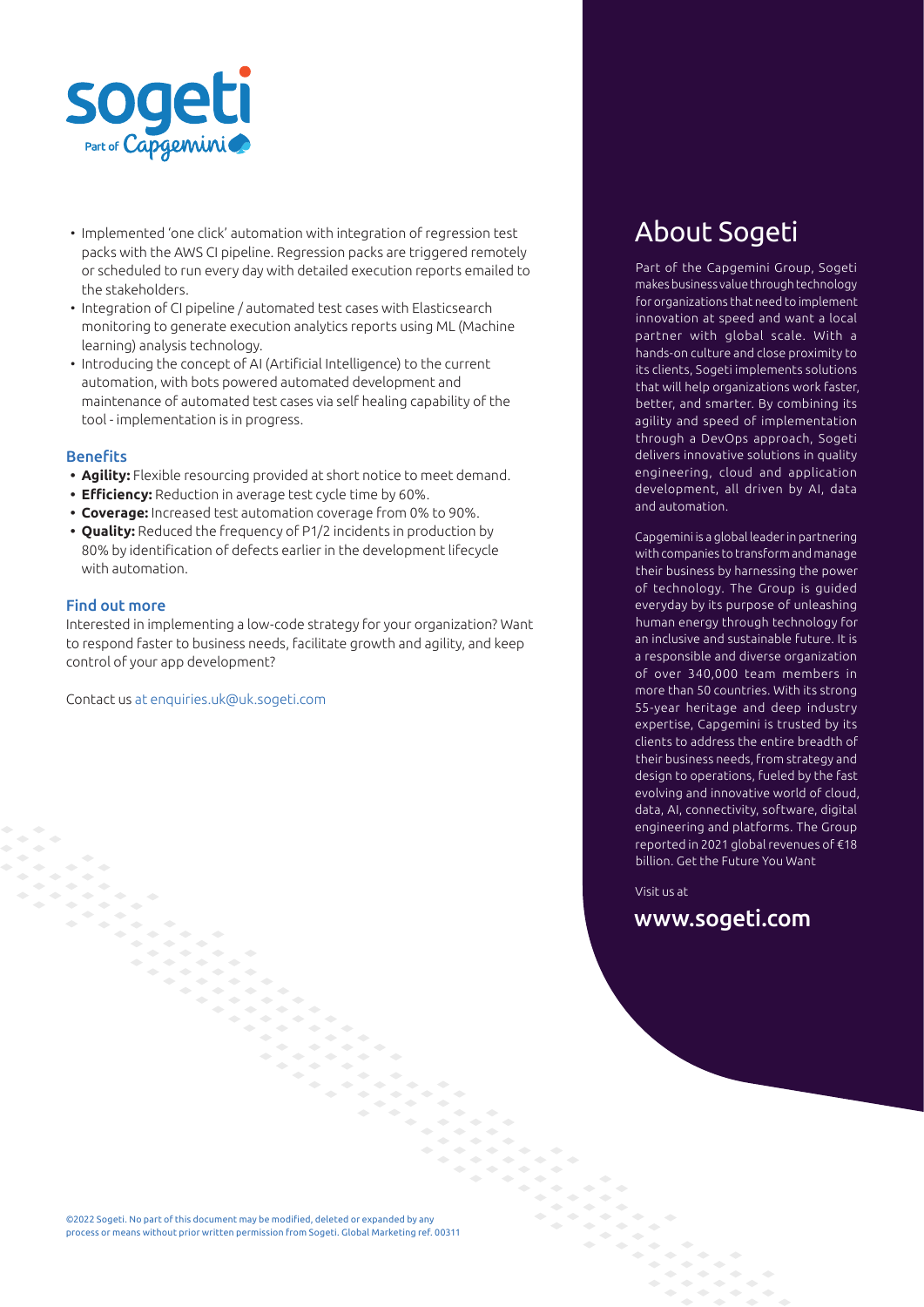- Implemented 'one click' automation with integration of regression test packs with the AWS CI pipeline. Regression packs are triggered remotely or scheduled to run every day with detailed execution reports emailed to the stakeholders.
- Integration of CI pipeline / automated test cases with Elasticsearch monitoring to generate execution analytics reports using ML (Machine learning) analysis technology.
- Introducing the concept of AI (Artificial Intelligence) to the current automation, with bots powered automated development and maintenance of automated test cases via self healing capability of the tool - implementation is in progress.

## Benefits

- **Agility:** Flexible resourcing provided at short notice to meet demand.
- **Efficiency:** Reduction in average test cycle time by 60%.
- **Coverage:** Increased test automation coverage from 0% to 90%.
- **Quality:** Reduced the frequency of P1/2 incidents in production by 80% by identification of defects earlier in the development lifecycle with automation.

## Find out more

Interested in implementing a low-code strategy for your organization? Want to respond faster to business needs, facilitate growth and agility, and keep control of your app development?

Contact us at enquiries.uk@uk.sogeti.com

©2022 Sogeti. No part of this document may be modified, deleted or expanded by any process or means without prior written permission from Sogeti. Global Marketing ref. 00311

# About Sogeti

Part of the Capgemini Group, Sogeti makes business value through technology for organizations that need to implement innovation at speed and want a local partner with global scale. With a hands-on culture and close proximity to its clients, Sogeti implements solutions that will help organizations work faster, better, and smarter. By combining its agility and speed of implementation through a DevOps approach, Sogeti delivers innovative solutions in quality engineering, cloud and application development, all driven by AI, data and automation.

Capgemini is a global leader in partnering with companies to transform and manage their business by harnessing the power of technology. The Group is guided everyday by its purpose of unleashing human energy through technology for an inclusive and sustainable future. It is a responsible and diverse organization of over 340,000 team members in more than 50 countries. With its strong 55-year heritage and deep industry expertise, Capgemini is trusted by its clients to address the entire breadth of their business needs, from strategy and design to operations, fueled by the fast evolving and innovative world of cloud, data, AI, connectivity, software, digital engineering and platforms. The Group reported in 2021 global revenues of €18 billion. Get the Future You Want

Visit us at

**www.sogeti.com**